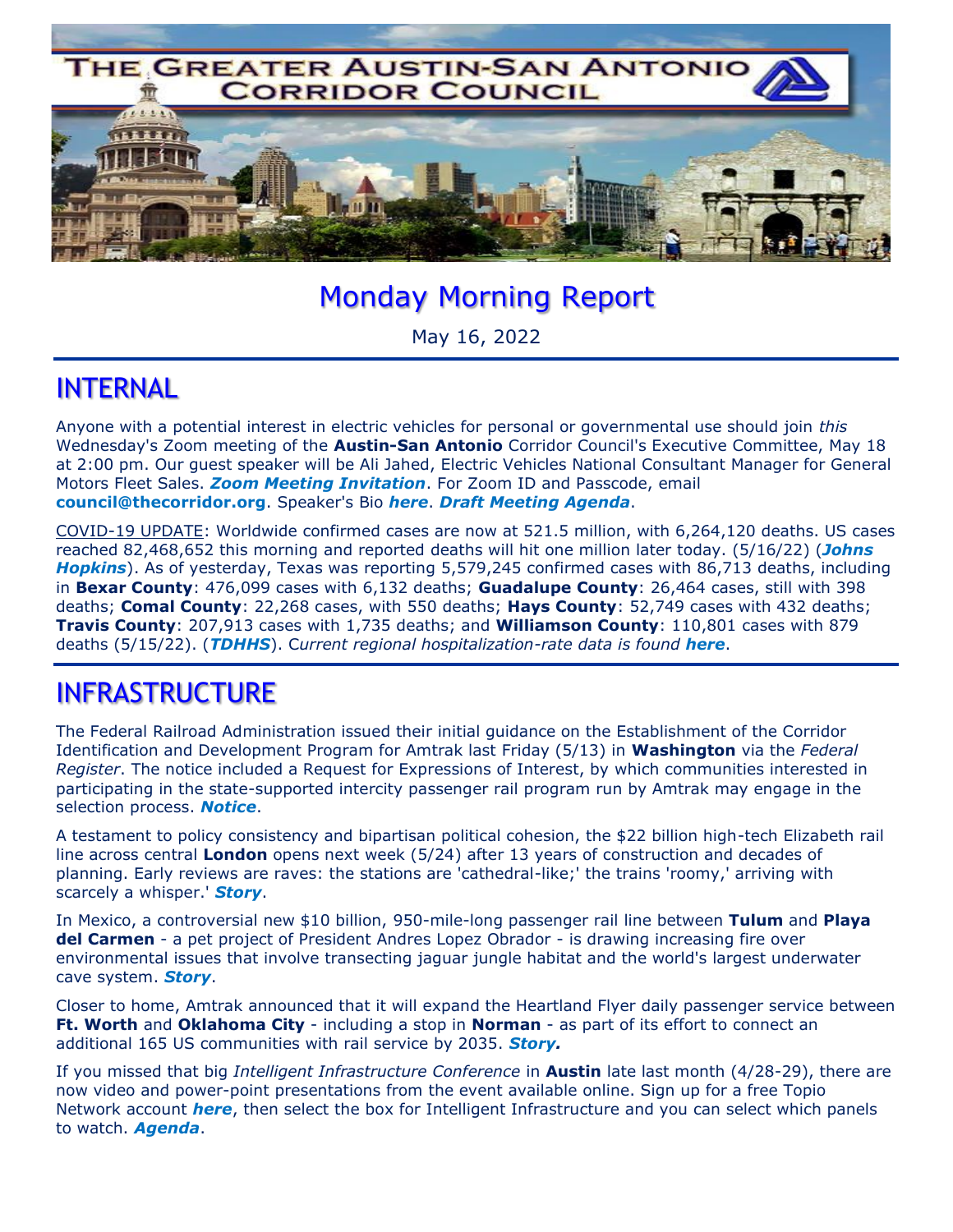# THE GREATER AUSTIN-SAN ANTONIO CORRIDOR COUNCIL

## Monday Morning Report

May 16, 2022

## INTERNAL

Anyone with a potential interest in electric vehicles for personal or governmental use should join *this* Wednesday's Zoom meeting of the **Austin-San Antonio** Corridor Council's Executive Committee, May 18 at 2:00 pm. Our guest speaker will be Ali Jahed, Electric Vehicles National Consultant Manager for General Motors Fleet Sales. ***Zoom Meeting Invitation***. For Zoom ID and Passcode, email **council@thecorridor.org**. Speaker's Bio ***here***. ***Draft Meeting Agenda***.

COVID-19 UPDATE: Worldwide confirmed cases are now at 521.5 million, with 6,264,120 deaths. US cases reached 82,468,652 this morning and reported deaths will hit one million later today. (5/16/22) (***Johns Hopkins***). As of yesterday, Texas was reporting 5,579,245 confirmed cases with 86,713 deaths, including in **Bexar County**: 476,099 cases with 6,132 deaths; **Guadalupe County**: 26,464 cases, still with 398 deaths; **Comal County**: 22,268 cases, with 550 deaths; **Hays County**: 52,749 cases with 432 deaths; **Travis County**: 207,913 cases with 1,735 deaths; and **Williamson County**: 110,801 cases with 879 deaths (5/15/22). (***TDHHS***). C*urrent regional hospitalization-rate data is found* ***here***.

## INFRASTRUCTURE

The Federal Railroad Administration issued their initial guidance on the Establishment of the Corridor Identification and Development Program for Amtrak last Friday (5/13) in **Washington** via the *Federal Register*. The notice included a Request for Expressions of Interest, by which communities interested in participating in the state-supported intercity passenger rail program run by Amtrak may engage in the selection process. ***Notice***.

A testament to policy consistency and bipartisan political cohesion, the $22 billion high-tech Elizabeth rail line across central **London** opens next week (5/24) after 13 years of construction and decades of planning. Early reviews are raves: the stations are 'cathedral-like;' the trains 'roomy,' arriving with scarcely a whisper.' ***Story***.

In Mexico, a controversial new $10 billion, 950-mile-long passenger rail line between **Tulum** and **Playa del Carmen** - a pet project of President Andres Lopez Obrador - is drawing increasing fire over environmental issues that involve transecting jaguar jungle habitat and the world's largest underwater cave system. ***Story***.

Closer to home, Amtrak announced that it will expand the Heartland Flyer daily passenger service between **Ft. Worth** and **Oklahoma City** - including a stop in **Norman** - as part of its effort to connect an additional 165 US communities with rail service by 2035. ***Story.***

If you missed that big *Intelligent Infrastructure Conference* in **Austin** late last month (4/28-29), there are now video and power-point presentations from the event available online. Sign up for a free Topio Network account ***here***, then select the box for Intelligent Infrastructure and you can select which panels to watch. ***Agenda***.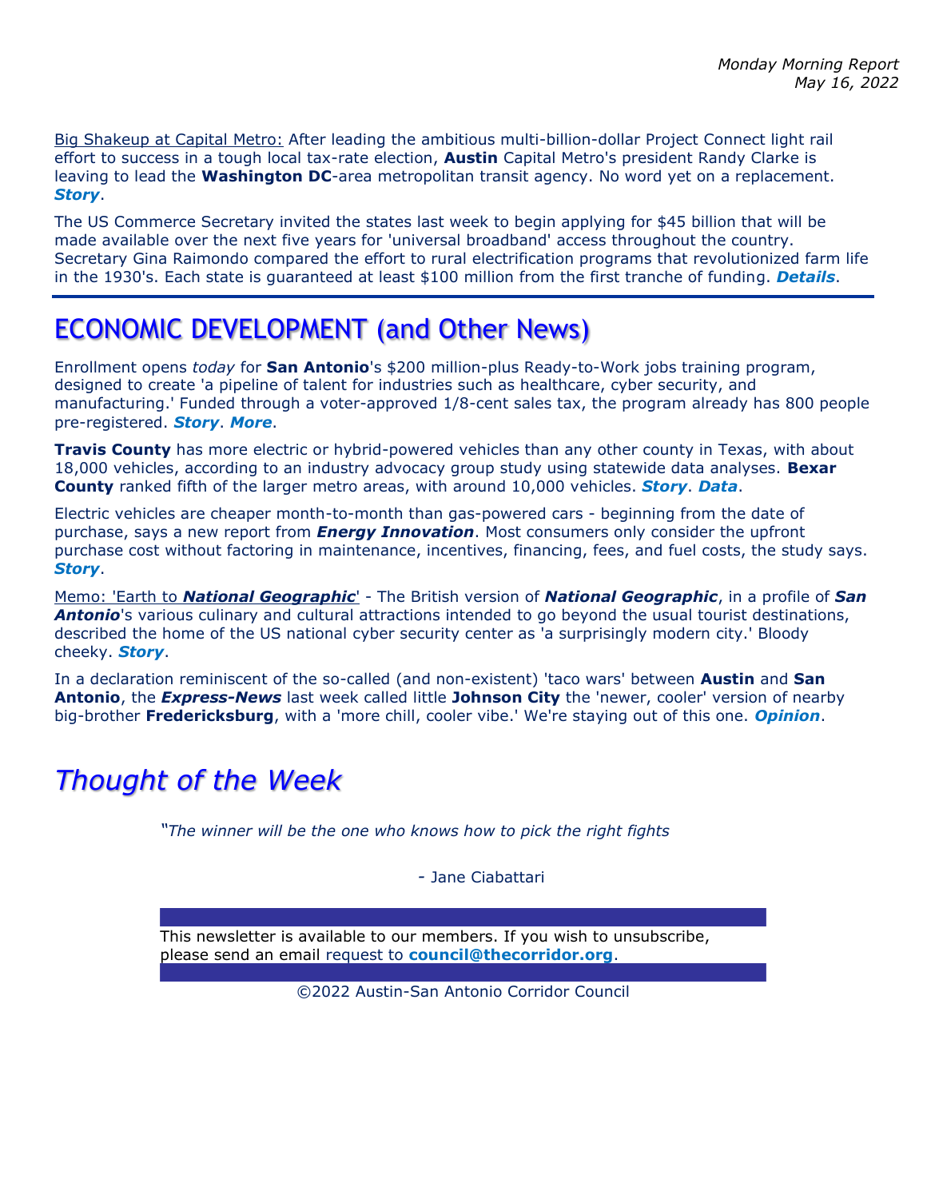*Monday Morning Report*
*May 16, 2022*

Big Shakeup at Capital Metro: After leading the ambitious multi-billion-dollar Project Connect light rail effort to success in a tough local tax-rate election, **Austin** Capital Metro's president Randy Clarke is leaving to lead the **Washington DC**-area metropolitan transit agency. No word yet on a replacement. ***Story***.

The US Commerce Secretary invited the states last week to begin applying for $45 billion that will be made available over the next five years for 'universal broadband' access throughout the country. Secretary Gina Raimondo compared the effort to rural electrification programs that revolutionized farm life in the 1930's. Each state is guaranteed at least $100 million from the first tranche of funding. ***Details***.

---

# ECONOMIC DEVELOPMENT (and Other News)

Enrollment opens *today* for **San Antonio**'s $200 million-plus Ready-to-Work jobs training program, designed to create 'a pipeline of talent for industries such as healthcare, cyber security, and manufacturing.' Funded through a voter-approved 1/8-cent sales tax, the program already has 800 people pre-registered. ***Story***. ***More***.

**Travis County** has more electric or hybrid-powered vehicles than any other county in Texas, with about 18,000 vehicles, according to an industry advocacy group study using statewide data analyses. **Bexar County** ranked fifth of the larger metro areas, with around 10,000 vehicles. ***Story***. ***Data***.

Electric vehicles are cheaper month-to-month than gas-powered cars - beginning from the date of purchase, says a new report from ***Energy Innovation***. Most consumers only consider the upfront purchase cost without factoring in maintenance, incentives, financing, fees, and fuel costs, the study says. ***Story***.

Memo: 'Earth to ***National Geographic***' - The British version of ***National Geographic***, in a profile of ***San Antonio***'s various culinary and cultural attractions intended to go beyond the usual tourist destinations, described the home of the US national cyber security center as 'a surprisingly modern city.' Bloody cheeky. ***Story***.

In a declaration reminiscent of the so-called (and non-existent) 'taco wars' between **Austin** and **San Antonio**, the ***Express-News*** last week called little **Johnson City** the 'newer, cooler' version of nearby big-brother **Fredericksburg**, with a 'more chill, cooler vibe.' We're staying out of this one. ***Opinion***.

# *Thought of the Week*

*"The winner will be the one who knows how to pick the right fights*

\- Jane Ciabattari

---

This newsletter is available to our members. If you wish to unsubscribe, please send an email request to **council@thecorridor.org**.

---

©2022 Austin-San Antonio Corridor Council